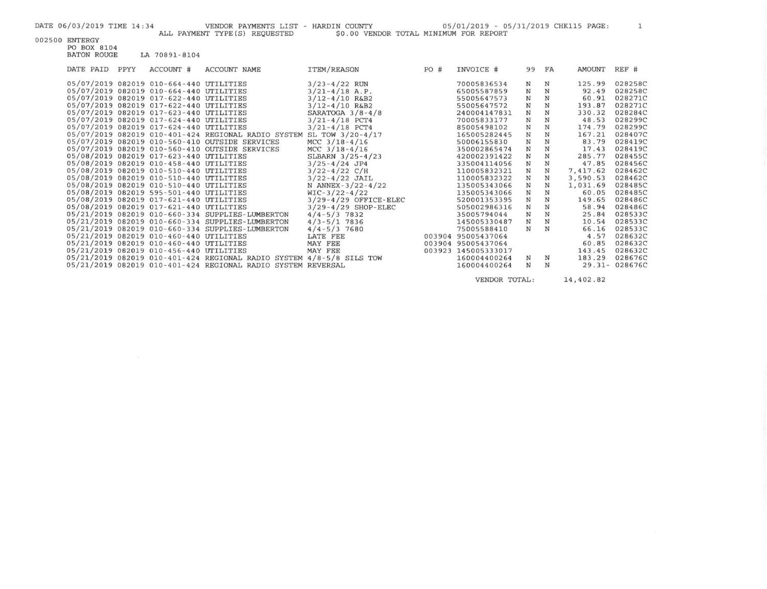DATE 06/03/2019 TIME 14:34 VENDOR PAYMENTS LIST - HARDIN COUNTY 05/01/2019 - 05/31/2019 CHK115

ALL PAYMENT TYPE(S) REQUESTED $0.00 VENDOR TOTAL MINIMUM FOR REPORT

002500 ENTERGY
PO BOX 8104
BATON ROUGE LA 70891-8104

| DATE PAID | PPYY | ACCOUNT # | ACCOUNT NAME | ITEM/REASON | PO # | INVOICE # | 99 | FA | AMOUNT | REF # |
|---|---|---|---|---|---|---|---|---|---|---|
| 05/07/2019 | 082019 | 010-664-440 | UTILITIES | 3/23-4/22 RUN | | 70005836534 | N | N | 125.99 | 028258C |
| 05/07/2019 | 082019 | 010-664-440 | UTILITIES | 3/21-4/18 A.P. | | 65005587859 | N | N | 92.49 | 028258C |
| 05/07/2019 | 082019 | 017-622-440 | UTILITIES | 3/12-4/10 R&B2 | | 55005647573 | N | N | 60.91 | 028271C |
| 05/07/2019 | 082019 | 017-622-440 | UTILITIES | 3/12-4/10 R&B2 | | 55005647572 | N | N | 193.87 | 028271C |
| 05/07/2019 | 082019 | 017-623-440 | UTILITIES | SARATOGA 3/8-4/8 | | 240004147831 | N | N | 330.32 | 028284C |
| 05/07/2019 | 082019 | 017-624-440 | UTILITIES | 3/21-4/18 PCT4 | | 70005833177 | N | N | 48.53 | 028299C |
| 05/07/2019 | 082019 | 017-624-440 | UTILITIES | 3/21-4/18 PCT4 | | 85005498102 | N | N | 174.79 | 028299C |
| 05/07/2019 | 082019 | 010-401-424 | REGIONAL RADIO SYSTEM | SL TOW 3/20-4/17 | | 165005282445 | N | N | 167.21 | 028407C |
| 05/07/2019 | 082019 | 010-560-410 | OUTSIDE SERVICES | MCC 3/18-4/16 | | 50006155830 | N | N | 83.79 | 028419C |
| 05/07/2019 | 082019 | 010-560-410 | OUTSIDE SERVICES | MCC 3/18-4/16 | | 350002865474 | N | N | 17.43 | 028419C |
| 05/08/2019 | 082019 | 017-623-440 | UTILITIES | SLBARN 3/25-4/23 | | 420002391422 | N | N | 285.77 | 028455C |
| 05/08/2019 | 082019 | 010-458-440 | UTILITIES | 3/25-4/24 JP4 | | 335004114056 | N | N | 47.85 | 028456C |
| 05/08/2019 | 082019 | 010-510-440 | UTILITIES | 3/22-4/22 C/H | | 110005832321 | N | N | 7,417.62 | 028462C |
| 05/08/2019 | 082019 | 010-510-440 | UTILITIES | 3/22-4/22 JAIL | | 110005832322 | N | N | 3,590.53 | 028462C |
| 05/08/2019 | 082019 | 010-510-440 | UTILITIES | N ANNEX-3/22-4/22 | | 135005343066 | N | N | 1,031.69 | 028485C |
| 05/08/2019 | 082019 | 595-501-440 | UTILITIES | WIC-3/22-4/22 | | 135005343066 | N | N | 60.05 | 028485C |
| 05/08/2019 | 082019 | 017-621-440 | UTILITIES | 3/29-4/29 OFFICE-ELEC | | 520001353395 | N | N | 149.65 | 028486C |
| 05/08/2019 | 082019 | 017-621-440 | UTILITIES | 3/29-4/29 SHOP-ELEC | | 505002986316 | N | N | 58.94 | 028486C |
| 05/21/2019 | 082019 | 010-660-334 | SUPPLIES-LUMBERTON | 4/4-5/3 7832 | | 35005794044 | N | N | 25.84 | 028533C |
| 05/21/2019 | 082019 | 010-660-334 | SUPPLIES-LUMBERTON | 4/3-5/1 7836 | | 145005330487 | N | N | 10.54 | 028533C |
| 05/21/2019 | 082019 | 010-660-334 | SUPPLIES-LUMBERTON | 4/4-5/3 7680 | | 75005588410 | N | N | 66.16 | 028533C |
| 05/21/2019 | 082019 | 010-460-440 | UTILITIES | LATE FEE | 003904 | 95005437064 | | | 4.57 | 028632C |
| 05/21/2019 | 082019 | 010-460-440 | UTILITIES | MAY FEE | 003904 | 95005437064 | | | 60.85 | 028632C |
| 05/21/2019 | 082019 | 010-456-440 | UTILITIES | MAY FEE | 003923 | 145005333017 | | | 143.45 | 028632C |
| 05/21/2019 | 082019 | 010-401-424 | REGIONAL RADIO SYSTEM | 4/8-5/8 SILS TOW | | 160004400264 | N | N | 183.29 | 028676C |
| 05/21/2019 | 082019 | 010-401-424 | REGIONAL RADIO SYSTEM | REVERSAL | | 160004400264 | N | N | 29.31- | 028676C |

VENDOR TOTAL: 14,402.82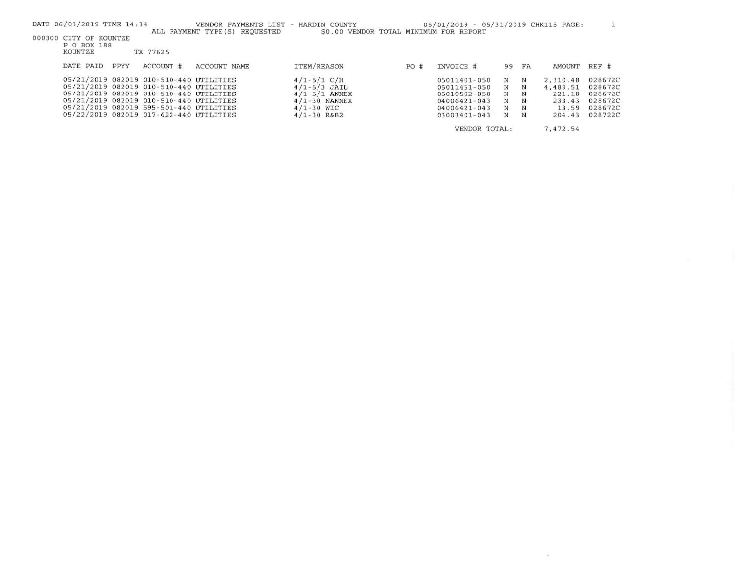DATE 06/03/2019 TIME 14:34 VENDOR PAYMENTS LIST - HARDIN COUNTY 05/01/2019 - 05/31/2019 CHK115 PAGE: 1

ALL PAYMENT TYPE(S) REQUESTED $0.00 VENDOR TOTAL MINIMUM FOR REPORT

000300 CITY OF KOUNTZE
P O BOX 188
KOUNTZE TX 77625

| DATE PAID | PPYY | ACCOUNT # | ACCOUNT NAME | ITEM/REASON | PO # | INVOICE # | 99 | FA | AMOUNT | REF # |
|---|---|---|---|---|---|---|---|---|---|---|
| 05/21/2019 | 082019 | 010-510-440 | UTILITIES | 4/1-5/1 C/H | | 05011401-050 | N | N | 2,310.48 | 028672C |
| 05/21/2019 | 082019 | 010-510-440 | UTILITIES | 4/1-5/3 JAIL | | 05011451-050 | N | N | 4,489.51 | 028672C |
| 05/21/2019 | 082019 | 010-510-440 | UTILITIES | 4/1-5/1 ANNEX | | 05010502-050 | N | N | 221.10 | 028672C |
| 05/21/2019 | 082019 | 010-510-440 | UTILITIES | 4/1-30 NANNEX | | 04006421-043 | N | N | 233.43 | 028672C |
| 05/21/2019 | 082019 | 595-501-440 | UTILITIES | 4/1-30 WIC | | 04006421-043 | N | N | 13.59 | 028672C |
| 05/22/2019 | 082019 | 017-622-440 | UTILITIES | 4/1-30 R&B2 | | 03003401-043 | N | N | 204.43 | 028722C |
| | | | | | | VENDOR TOTAL: | | | 7,472.54 | |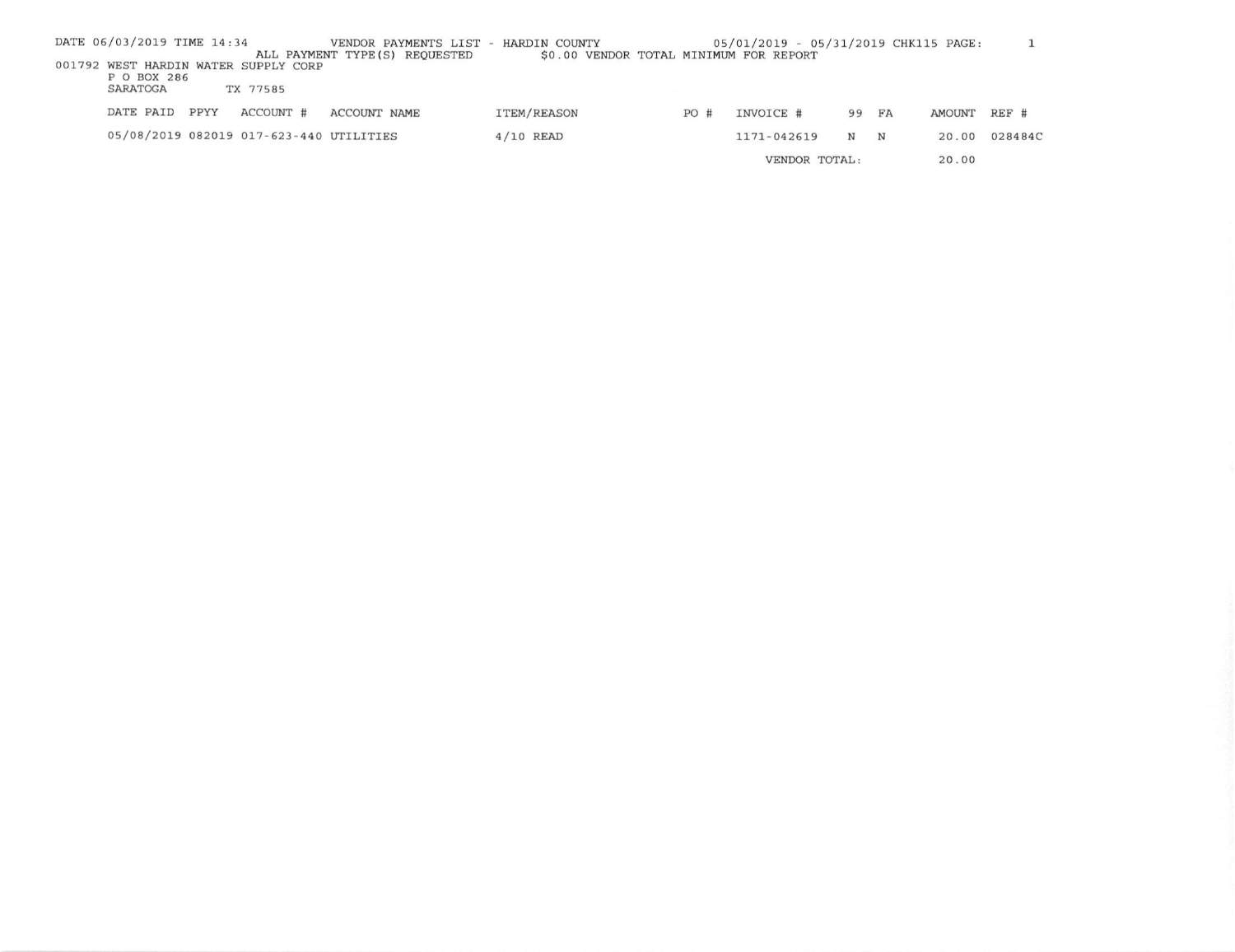DATE 06/03/2019 TIME 14:34 VENDOR PAYMENTS LIST - HARDIN COUNTY 05/01/2019 - 05/31/2019 CHK115 PAGE: 1

ALL PAYMENT TYPE(S) REQUESTED $0.00 VENDOR TOTAL MINIMUM FOR REPORT

001792 WEST HARDIN WATER SUPPLY CORP
P O BOX 286
SARATOGA TX 77585

| DATE PAID | PPYY | ACCOUNT # | ACCOUNT NAME | ITEM/REASON | PO # | INVOICE # | 99 | FA | AMOUNT | REF # |
|---|---|---|---|---|---|---|---|---|---|---|
| 05/08/2019 | 082019 | 017-623-440 | UTILITIES | 4/10 READ | | 1171-042619 | N | N | 20.00 | 028484C |
| | | | | | | VENDOR TOTAL: | | | 20.00 | |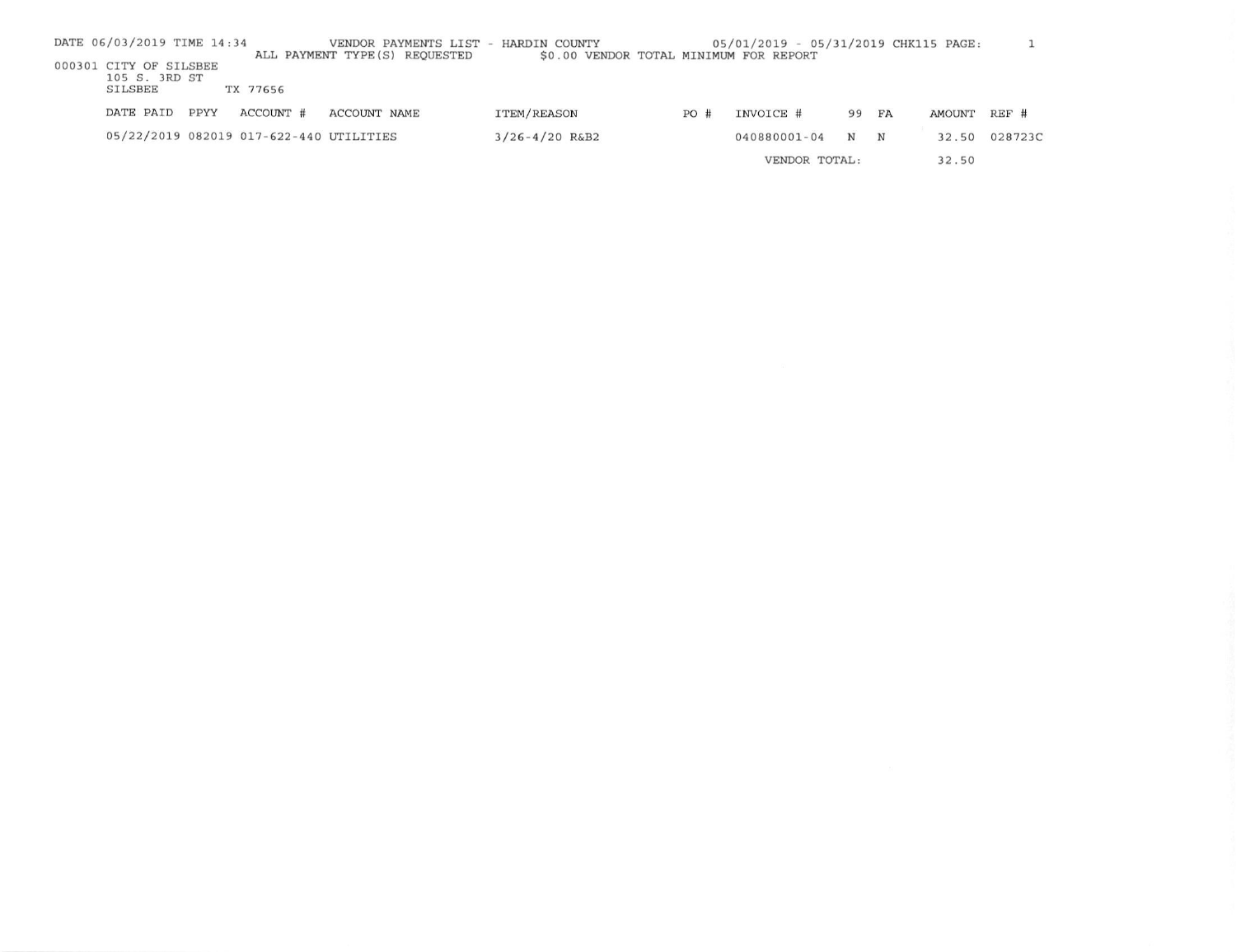DATE 06/03/2019 TIME 14:34 VENDOR PAYMENTS LIST - HARDIN COUNTY 05/01/2019 - 05/31/2019 CHK115 PAGE: 1

ALL PAYMENT TYPE(S) REQUESTED $0.00 VENDOR TOTAL MINIMUM FOR REPORT

000301 CITY OF SILSBEE
105 S. 3RD ST
SILSBEE TX 77656

| DATE PAID | PPYY | ACCOUNT # | ACCOUNT NAME | ITEM/REASON | PO # | INVOICE # | 99 | FA | AMOUNT | REF # |
|---|---|---|---|---|---|---|---|---|---|---|
| 05/22/2019 | 082019 | 017-622-440 | UTILITIES | 3/26-4/20 R&B2 | | 040880001-04 | N | N | 32.50 | 028723C |
| | | | | | | VENDOR TOTAL: | | | 32.50 | |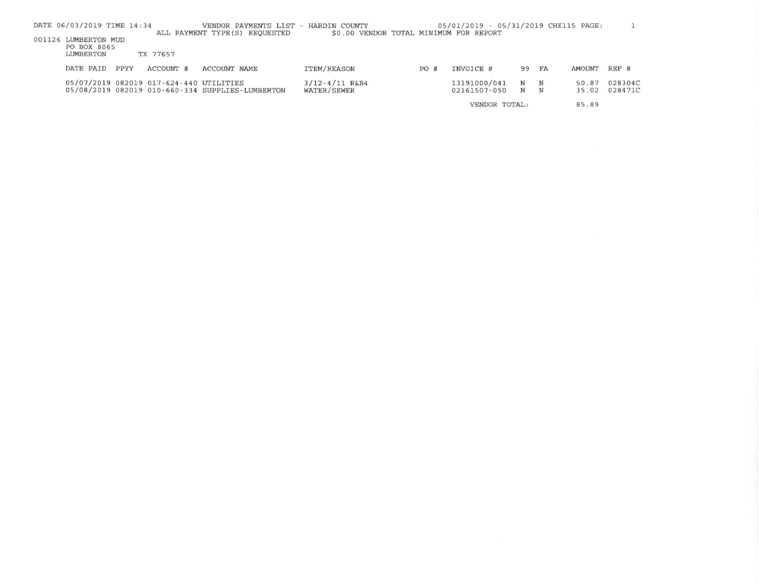DATE 06/03/2019 TIME 14:34 VENDOR PAYMENTS LIST - HARDIN COUNTY 05/01/2019 - 05/31/2019 CHK115 PAGE: 1

ALL PAYMENT TYPE(S) REQUESTED $0.00 VENDOR TOTAL MINIMUM FOR REPORT

001126 LUMBERTON MUD
PO BOX 8065
LUMBERTON TX 77657

| DATE PAID | PPYY | ACCOUNT # | ACCOUNT NAME | ITEM/REASON | PO # | INVOICE # | 99 | FA | AMOUNT | REF # |
|---|---|---|---|---|---|---|---|---|---|---|
| 05/07/2019 | 082019 | 017-624-440 | UTILITIES | 3/12-4/11 R&B4 | | 13191000/041 | N | N | 50.87 | 028304C |
| 05/08/2019 | 082019 | 010-660-334 | SUPPLIES-LUMBERTON | WATER/SEWER | | 02161507-050 | N | N | 35.02 | 028471C |
| | | | | | | VENDOR TOTAL: | | | 85.89 | |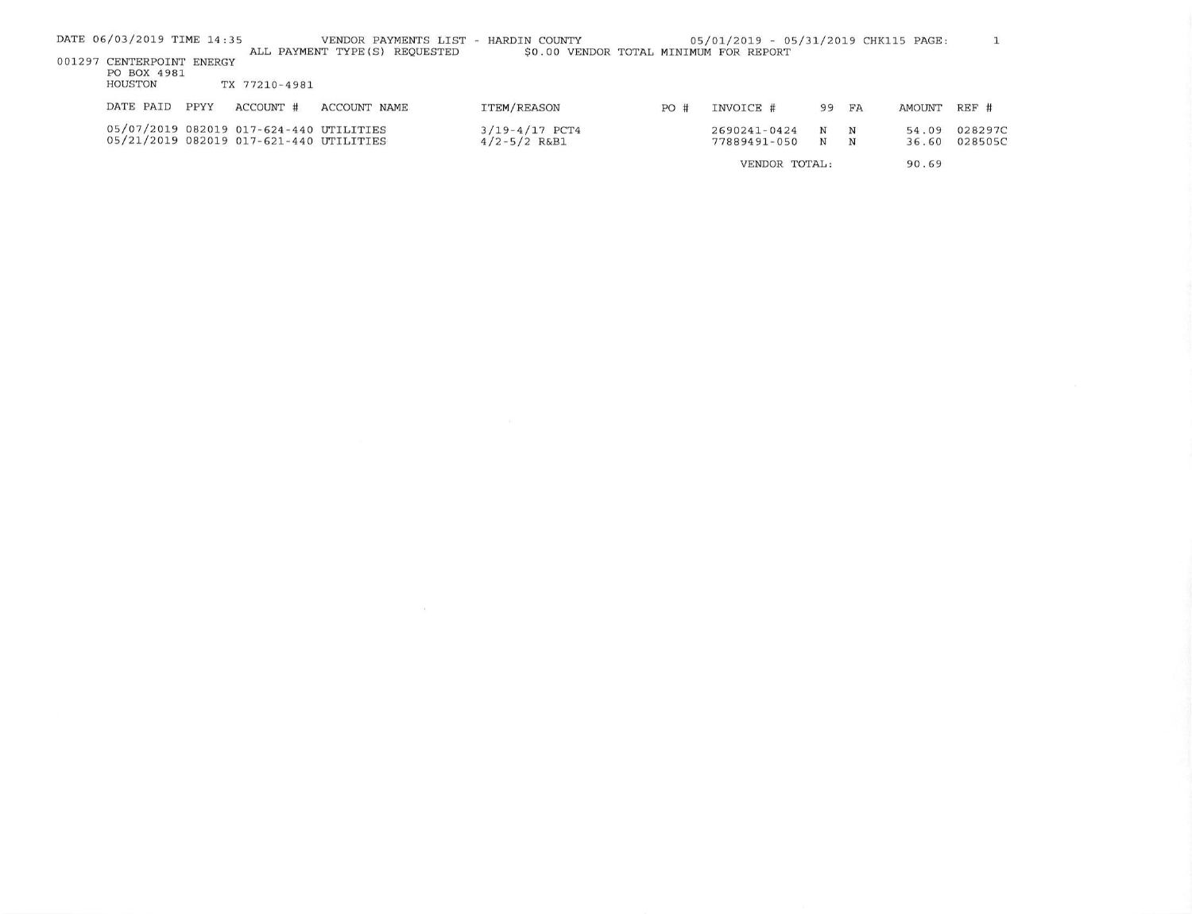DATE 06/03/2019 TIME 14:35 VENDOR PAYMENTS LIST - HARDIN COUNTY 05/01/2019 - 05/31/2019 CHK115 PAGE: 1

ALL PAYMENT TYPE(S) REQUESTED $0.00 VENDOR TOTAL MINIMUM FOR REPORT

001297 CENTERPOINT ENERGY
PO BOX 4981
HOUSTON TX 77210-4981

| DATE PAID | PPYY | ACCOUNT # | ACCOUNT NAME | ITEM/REASON | PO # | INVOICE # | 99 | FA | AMOUNT | REF # |
|---|---|---|---|---|---|---|---|---|---|---|
| 05/07/2019 | 082019 | 017-624-440 | UTILITIES | 3/19-4/17 PCT4 | | 2690241-0424 | N | N | 54.09 | 028297C |
| 05/21/2019 | 082019 | 017-621-440 | UTILITIES | 4/2-5/2 R&B1 | | 77889491-050 | N | N | 36.60 | 028505C |
| | | | | | | VENDOR TOTAL: | | | 90.69 | |